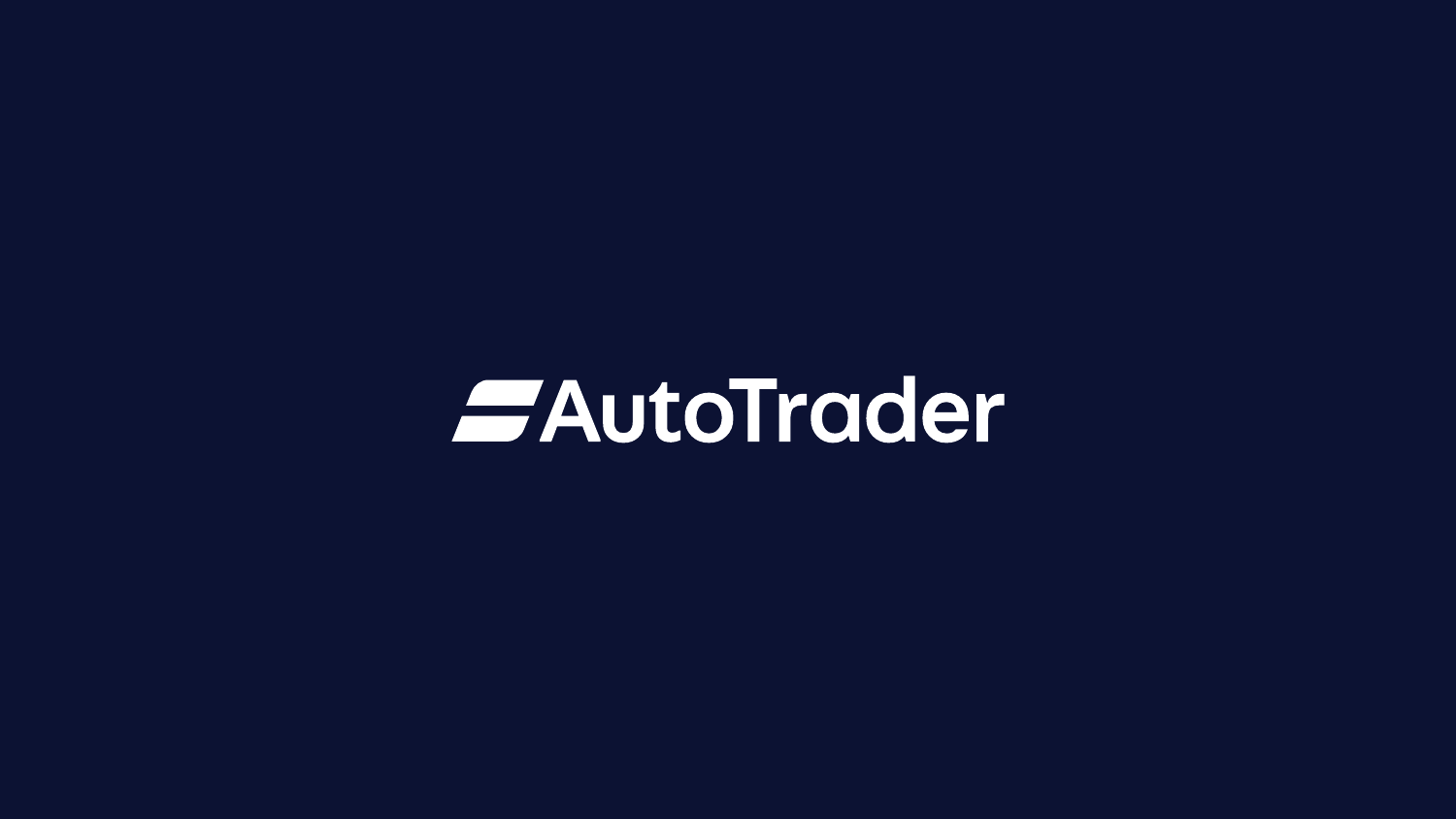# AutoTrader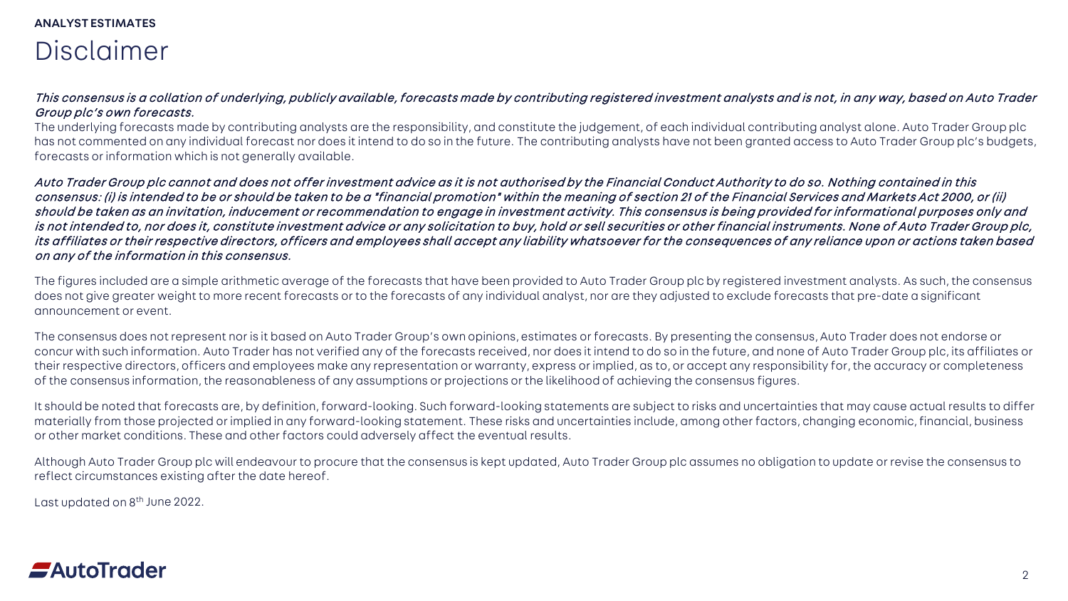**ANALYST ESTIMATES**

# Disclaimer

***This consensus is a collation of underlying, publicly available, forecasts made by contributing registered investment analysts and is not, in any way, based on Auto Trader Group plc's own forecasts.***

The underlying forecasts made by contributing analysts are the responsibility, and constitute the judgement, of each individual contributing analyst alone. Auto Trader Group plc has not commented on any individual forecast nor does it intend to do so in the future. The contributing analysts have not been granted access to Auto Trader Group plc's budgets, forecasts or information which is not generally available.

***Auto Trader Group plc cannot and does not offer investment advice as it is not authorised by the Financial Conduct Authority to do so. Nothing contained in this consensus: (i) is intended to be or should be taken to be a "financial promotion" within the meaning of section 21 of the Financial Services and Markets Act 2000, or (ii) should be taken as an invitation, inducement or recommendation to engage in investment activity. This consensus is being provided for informational purposes only and is not intended to, nor does it, constitute investment advice or any solicitation to buy, hold or sell securities or other financial instruments. None of Auto Trader Group plc, its affiliates or their respective directors, officers and employees shall accept any liability whatsoever for the consequences of any reliance upon or actions taken based on any of the information in this consensus.***

The figures included are a simple arithmetic average of the forecasts that have been provided to Auto Trader Group plc by registered investment analysts. As such, the consensus does not give greater weight to more recent forecasts or to the forecasts of any individual analyst, nor are they adjusted to exclude forecasts that pre-date a significant announcement or event.

The consensus does not represent nor is it based on Auto Trader Group's own opinions, estimates or forecasts. By presenting the consensus, Auto Trader does not endorse or concur with such information. Auto Trader has not verified any of the forecasts received, nor does it intend to do so in the future, and none of Auto Trader Group plc, its affiliates or their respective directors, officers and employees make any representation or warranty, express or implied, as to, or accept any responsibility for, the accuracy or completeness of the consensus information, the reasonableness of any assumptions or projections or the likelihood of achieving the consensus figures.

It should be noted that forecasts are, by definition, forward-looking. Such forward-looking statements are subject to risks and uncertainties that may cause actual results to differ materially from those projected or implied in any forward-looking statement. These risks and uncertainties include, among other factors, changing economic, financial, business or other market conditions. These and other factors could adversely affect the eventual results.

Although Auto Trader Group plc will endeavour to procure that the consensus is kept updated, Auto Trader Group plc assumes no obligation to update or revise the consensus to reflect circumstances existing after the date hereof.

Last updated on 8th June 2022.

AutoTrader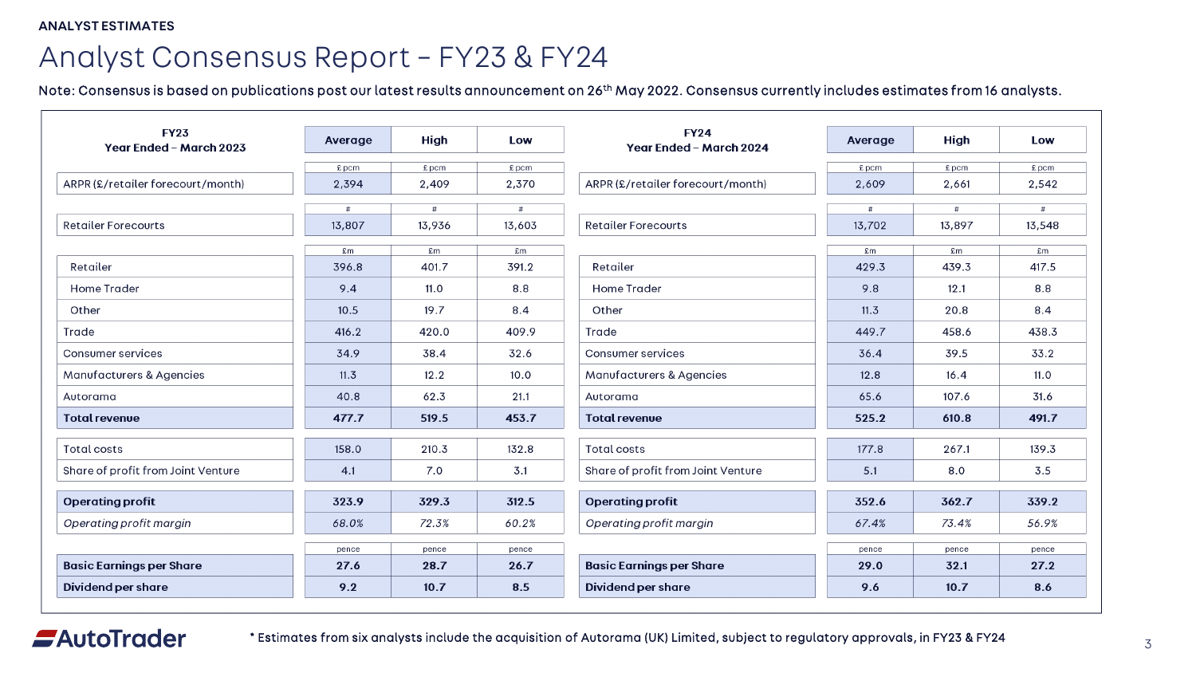ANALYST ESTIMATES

# Analyst Consensus Report – FY23 & FY24

Note: Consensus is based on publications post our latest results announcement on 26th May 2022. Consensus currently includes estimates from 16 analysts.

| FY23 Year Ended – March 2023 | Average | High | Low |
|---|---|---|---|
| | £ pcm | £ pcm | £ pcm |
| ARPR (£/retailer forecourt/month) | 2,394 | 2,409 | 2,370 |
| | # | # | # |
| Retailer Forecourts | 13,807 | 13,936 | 13,603 |
| | £m | £m | £m |
| Retailer | 396.8 | 401.7 | 391.2 |
| Home Trader | 9.4 | 11.0 | 8.8 |
| Other | 10.5 | 19.7 | 8.4 |
| Trade | 416.2 | 420.0 | 409.9 |
| Consumer services | 34.9 | 38.4 | 32.6 |
| Manufacturers & Agencies | 11.3 | 12.2 | 10.0 |
| Autorama | 40.8 | 62.3 | 21.1 |
| **Total revenue** | **477.7** | **519.5** | **453.7** |
| Total costs | 158.0 | 210.3 | 132.8 |
| Share of profit from Joint Venture | 4.1 | 7.0 | 3.1 |
| **Operating profit** | **323.9** | **329.3** | **312.5** |
| *Operating profit margin* | *68.0%* | *72.3%* | *60.2%* |
| | pence | pence | pence |
| **Basic Earnings per Share** | **27.6** | **28.7** | **26.7** |
| **Dividend per share** | **9.2** | **10.7** | **8.5** |

| FY24 Year Ended – March 2024 | Average | High | Low |
|---|---|---|---|
| | £ pcm | £ pcm | £ pcm |
| ARPR (£/retailer forecourt/month) | 2,609 | 2,661 | 2,542 |
| | # | # | # |
| Retailer Forecourts | 13,702 | 13,897 | 13,548 |
| | £m | £m | £m |
| Retailer | 429.3 | 439.3 | 417.5 |
| Home Trader | 9.8 | 12.1 | 8.8 |
| Other | 11.3 | 20.8 | 8.4 |
| Trade | 449.7 | 458.6 | 438.3 |
| Consumer services | 36.4 | 39.5 | 33.2 |
| Manufacturers & Agencies | 12.8 | 16.4 | 11.0 |
| Autorama | 65.6 | 107.6 | 31.6 |
| **Total revenue** | **525.2** | **610.8** | **491.7** |
| Total costs | 177.8 | 267.1 | 139.3 |
| Share of profit from Joint Venture | 5.1 | 8.0 | 3.5 |
| **Operating profit** | **352.6** | **362.7** | **339.2** |
| *Operating profit margin* | *67.4%* | *73.4%* | *56.9%* |
| | pence | pence | pence |
| **Basic Earnings per Share** | **29.0** | **32.1** | **27.2** |
| **Dividend per share** | **9.6** | **10.7** | **8.6** |

* Estimates from six analysts include the acquisition of Autorama (UK) Limited, subject to regulatory approvals, in FY23 & FY24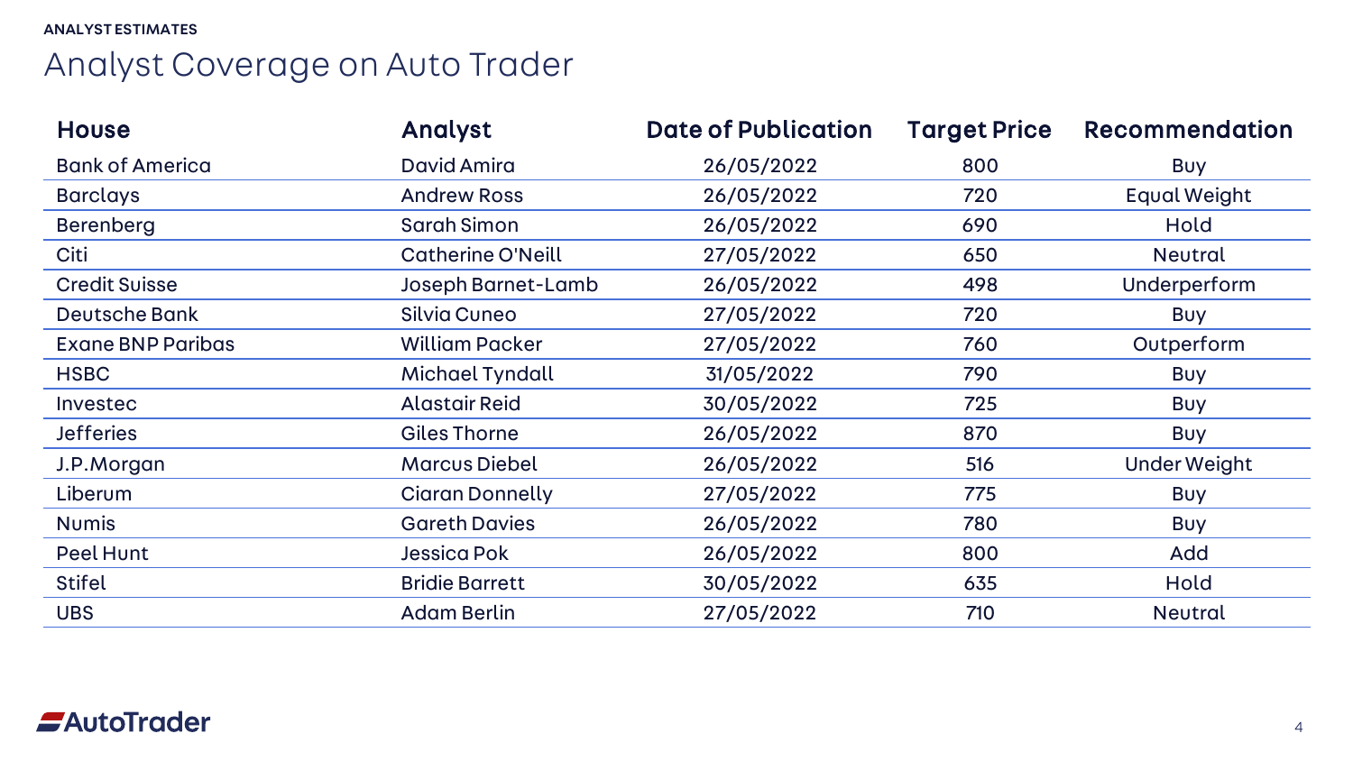ANALYST ESTIMATES

# Analyst Coverage on Auto Trader

| House | Analyst | Date of Publication | Target Price | Recommendation |
|---|---|---|---|---|
| Bank of America | David Amira | 26/05/2022 | 800 | Buy |
| Barclays | Andrew Ross | 26/05/2022 | 720 | Equal Weight |
| Berenberg | Sarah Simon | 26/05/2022 | 690 | Hold |
| Citi | Catherine O'Neill | 27/05/2022 | 650 | Neutral |
| Credit Suisse | Joseph Barnet-Lamb | 26/05/2022 | 498 | Underperform |
| Deutsche Bank | Silvia Cuneo | 27/05/2022 | 720 | Buy |
| Exane BNP Paribas | William Packer | 27/05/2022 | 760 | Outperform |
| HSBC | Michael Tyndall | 31/05/2022 | 790 | Buy |
| Investec | Alastair Reid | 30/05/2022 | 725 | Buy |
| Jefferies | Giles Thorne | 26/05/2022 | 870 | Buy |
| J.P.Morgan | Marcus Diebel | 26/05/2022 | 516 | Under Weight |
| Liberum | Ciaran Donnelly | 27/05/2022 | 775 | Buy |
| Numis | Gareth Davies | 26/05/2022 | 780 | Buy |
| Peel Hunt | Jessica Pok | 26/05/2022 | 800 | Add |
| Stifel | Bridie Barrett | 30/05/2022 | 635 | Hold |
| UBS | Adam Berlin | 27/05/2022 | 710 | Neutral |